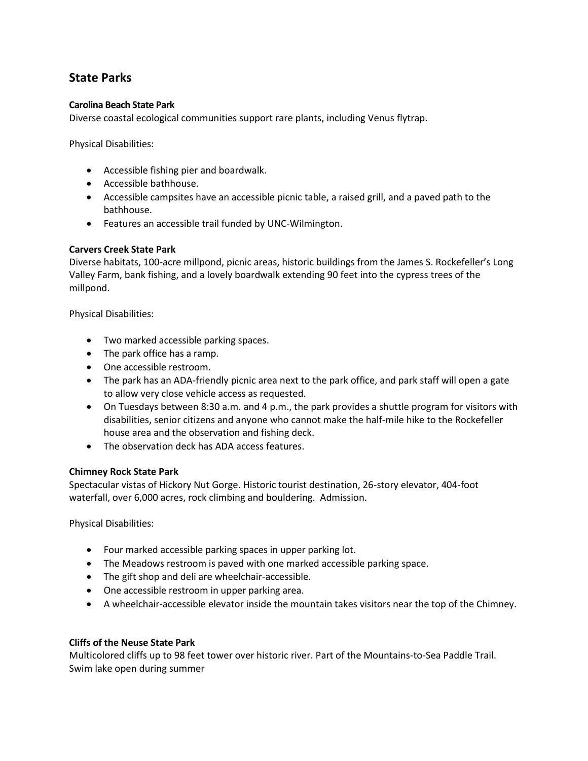## State Parks

**Carolina Beach State Park**

Diverse coastal ecological communities support rare plants, including Venus flytrap.

Physical Disabilities:

- Accessible fishing pier and boardwalk.
- Accessible bathhouse.
- Accessible campsites have an accessible picnic table, a raised grill, and a paved path to the bathhouse.
- Features an accessible trail funded by UNC-Wilmington.

**Carvers Creek State Park**

Diverse habitats, 100-acre millpond, picnic areas, historic buildings from the James S. Rockefeller's Long Valley Farm, bank fishing, and a lovely boardwalk extending 90 feet into the cypress trees of the millpond.

Physical Disabilities:

- Two marked accessible parking spaces.
- The park office has a ramp.
- One accessible restroom.
- The park has an ADA-friendly picnic area next to the park office, and park staff will open a gate to allow very close vehicle access as requested.
- On Tuesdays between 8:30 a.m. and 4 p.m., the park provides a shuttle program for visitors with disabilities, senior citizens and anyone who cannot make the half-mile hike to the Rockefeller house area and the observation and fishing deck.
- The observation deck has ADA access features.

**Chimney Rock State Park**

Spectacular vistas of Hickory Nut Gorge. Historic tourist destination, 26-story elevator, 404-foot waterfall, over 6,000 acres, rock climbing and bouldering. Admission.

Physical Disabilities:

- Four marked accessible parking spaces in upper parking lot.
- The Meadows restroom is paved with one marked accessible parking space.
- The gift shop and deli are wheelchair-accessible.
- One accessible restroom in upper parking area.
- A wheelchair-accessible elevator inside the mountain takes visitors near the top of the Chimney.

**Cliffs of the Neuse State Park**

Multicolored cliffs up to 98 feet tower over historic river. Part of the Mountains-to-Sea Paddle Trail. Swim lake open during summer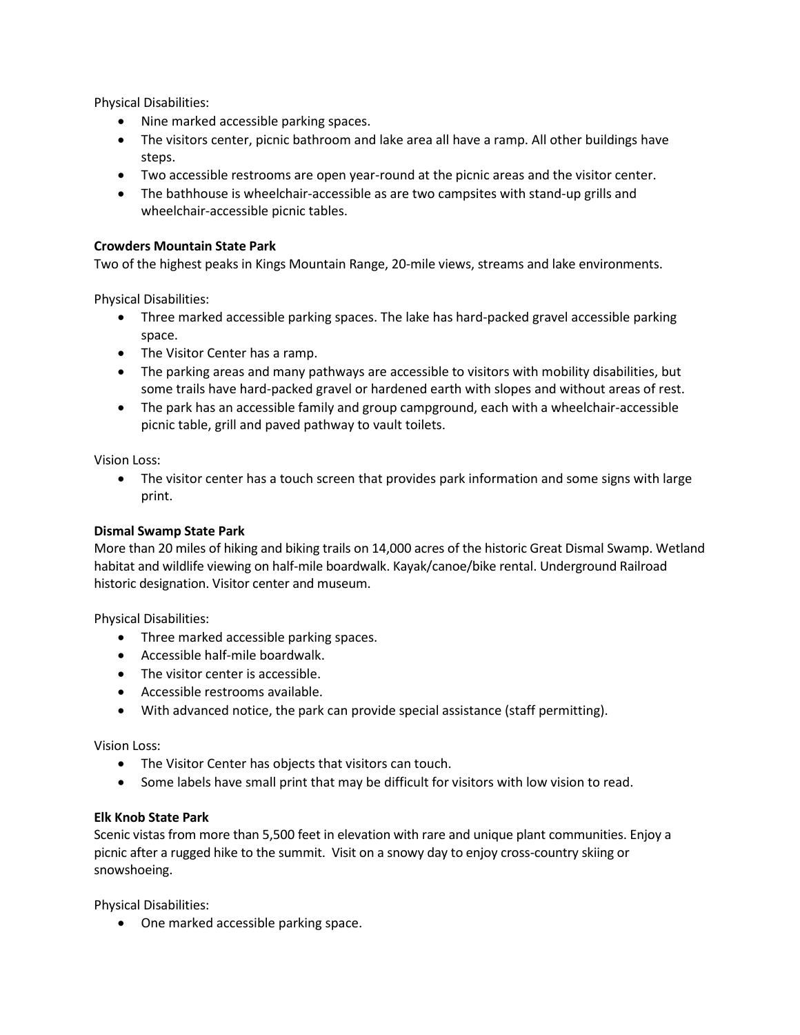Physical Disabilities:

- Nine marked accessible parking spaces.
- The visitors center, picnic bathroom and lake area all have a ramp. All other buildings have steps.
- Two accessible restrooms are open year-round at the picnic areas and the visitor center.
- The bathhouse is wheelchair-accessible as are two campsites with stand-up grills and wheelchair-accessible picnic tables.

**Crowders Mountain State Park**

Two of the highest peaks in Kings Mountain Range, 20-mile views, streams and lake environments.

Physical Disabilities:

- Three marked accessible parking spaces. The lake has hard-packed gravel accessible parking space.
- The Visitor Center has a ramp.
- The parking areas and many pathways are accessible to visitors with mobility disabilities, but some trails have hard-packed gravel or hardened earth with slopes and without areas of rest.
- The park has an accessible family and group campground, each with a wheelchair-accessible picnic table, grill and paved pathway to vault toilets.

Vision Loss:

- The visitor center has a touch screen that provides park information and some signs with large print.

**Dismal Swamp State Park**

More than 20 miles of hiking and biking trails on 14,000 acres of the historic Great Dismal Swamp. Wetland habitat and wildlife viewing on half-mile boardwalk. Kayak/canoe/bike rental. Underground Railroad historic designation. Visitor center and museum.

Physical Disabilities:

- Three marked accessible parking spaces.
- Accessible half-mile boardwalk.
- The visitor center is accessible.
- Accessible restrooms available.
- With advanced notice, the park can provide special assistance (staff permitting).

Vision Loss:

- The Visitor Center has objects that visitors can touch.
- Some labels have small print that may be difficult for visitors with low vision to read.

**Elk Knob State Park**

Scenic vistas from more than 5,500 feet in elevation with rare and unique plant communities. Enjoy a picnic after a rugged hike to the summit. Visit on a snowy day to enjoy cross-country skiing or snowshoeing.

Physical Disabilities:

- One marked accessible parking space.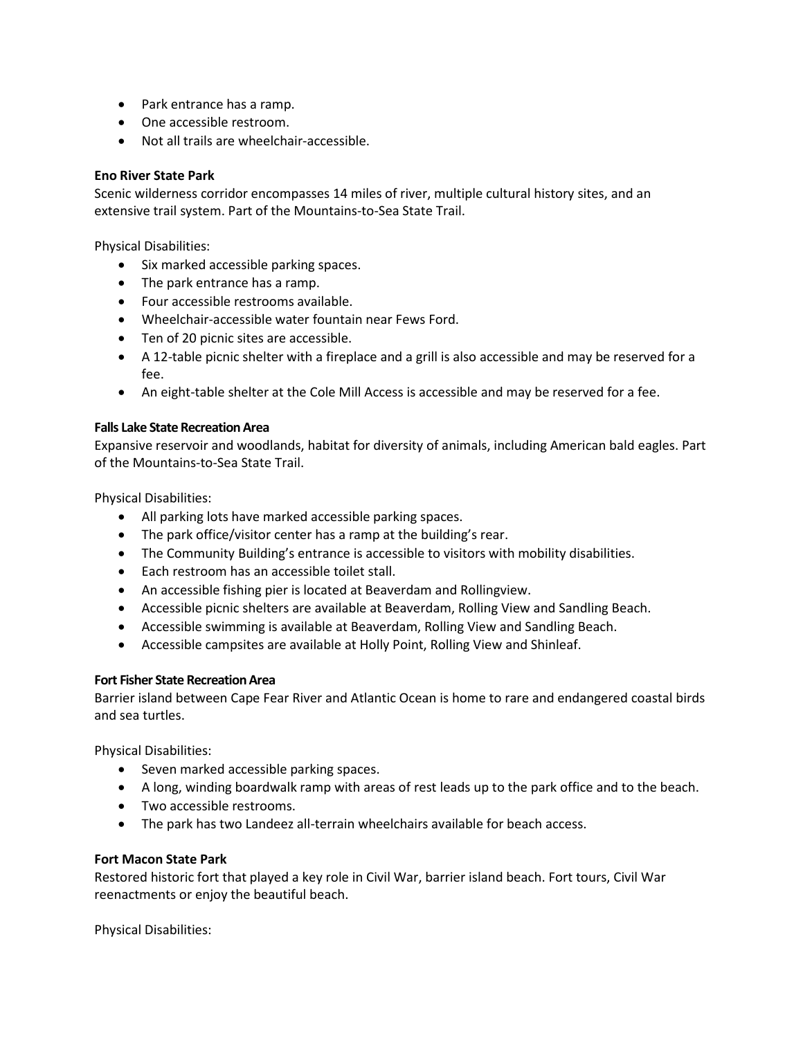- Park entrance has a ramp.
- One accessible restroom.
- Not all trails are wheelchair-accessible.

**Eno River State Park**

Scenic wilderness corridor encompasses 14 miles of river, multiple cultural history sites, and an extensive trail system. Part of the Mountains-to-Sea State Trail.

Physical Disabilities:

- Six marked accessible parking spaces.
- The park entrance has a ramp.
- Four accessible restrooms available.
- Wheelchair-accessible water fountain near Fews Ford.
- Ten of 20 picnic sites are accessible.
- A 12-table picnic shelter with a fireplace and a grill is also accessible and may be reserved for a fee.
- An eight-table shelter at the Cole Mill Access is accessible and may be reserved for a fee.

**Falls Lake State Recreation Area**

Expansive reservoir and woodlands, habitat for diversity of animals, including American bald eagles. Part of the Mountains-to-Sea State Trail.

Physical Disabilities:

- All parking lots have marked accessible parking spaces.
- The park office/visitor center has a ramp at the building's rear.
- The Community Building's entrance is accessible to visitors with mobility disabilities.
- Each restroom has an accessible toilet stall.
- An accessible fishing pier is located at Beaverdam and Rollingview.
- Accessible picnic shelters are available at Beaverdam, Rolling View and Sandling Beach.
- Accessible swimming is available at Beaverdam, Rolling View and Sandling Beach.
- Accessible campsites are available at Holly Point, Rolling View and Shinleaf.

**Fort Fisher State Recreation Area**

Barrier island between Cape Fear River and Atlantic Ocean is home to rare and endangered coastal birds and sea turtles.

Physical Disabilities:

- Seven marked accessible parking spaces.
- A long, winding boardwalk ramp with areas of rest leads up to the park office and to the beach.
- Two accessible restrooms.
- The park has two Landeez all-terrain wheelchairs available for beach access.

**Fort Macon State Park**

Restored historic fort that played a key role in Civil War, barrier island beach. Fort tours, Civil War reenactments or enjoy the beautiful beach.

Physical Disabilities: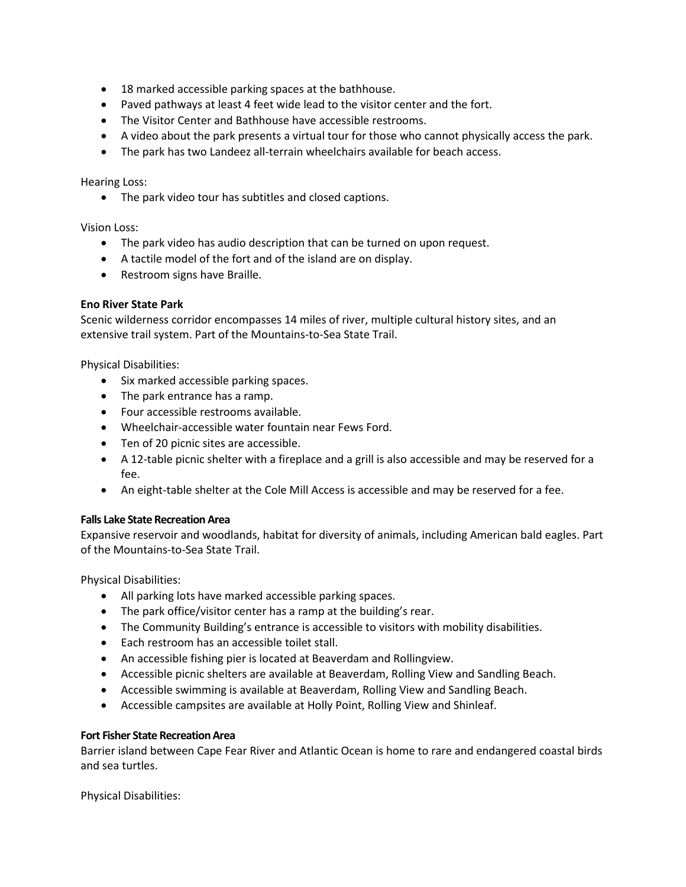- 18 marked accessible parking spaces at the bathhouse.
- Paved pathways at least 4 feet wide lead to the visitor center and the fort.
- The Visitor Center and Bathhouse have accessible restrooms.
- A video about the park presents a virtual tour for those who cannot physically access the park.
- The park has two Landeez all-terrain wheelchairs available for beach access.

Hearing Loss:

- The park video tour has subtitles and closed captions.

Vision Loss:

- The park video has audio description that can be turned on upon request.
- A tactile model of the fort and of the island are on display.
- Restroom signs have Braille.

**Eno River State Park**

Scenic wilderness corridor encompasses 14 miles of river, multiple cultural history sites, and an extensive trail system. Part of the Mountains-to-Sea State Trail.

Physical Disabilities:

- Six marked accessible parking spaces.
- The park entrance has a ramp.
- Four accessible restrooms available.
- Wheelchair-accessible water fountain near Fews Ford.
- Ten of 20 picnic sites are accessible.
- A 12-table picnic shelter with a fireplace and a grill is also accessible and may be reserved for a fee.
- An eight-table shelter at the Cole Mill Access is accessible and may be reserved for a fee.

**Falls Lake State Recreation Area**

Expansive reservoir and woodlands, habitat for diversity of animals, including American bald eagles. Part of the Mountains-to-Sea State Trail.

Physical Disabilities:

- All parking lots have marked accessible parking spaces.
- The park office/visitor center has a ramp at the building's rear.
- The Community Building's entrance is accessible to visitors with mobility disabilities.
- Each restroom has an accessible toilet stall.
- An accessible fishing pier is located at Beaverdam and Rollingview.
- Accessible picnic shelters are available at Beaverdam, Rolling View and Sandling Beach.
- Accessible swimming is available at Beaverdam, Rolling View and Sandling Beach.
- Accessible campsites are available at Holly Point, Rolling View and Shinleaf.

**Fort Fisher State Recreation Area**

Barrier island between Cape Fear River and Atlantic Ocean is home to rare and endangered coastal birds and sea turtles.

Physical Disabilities: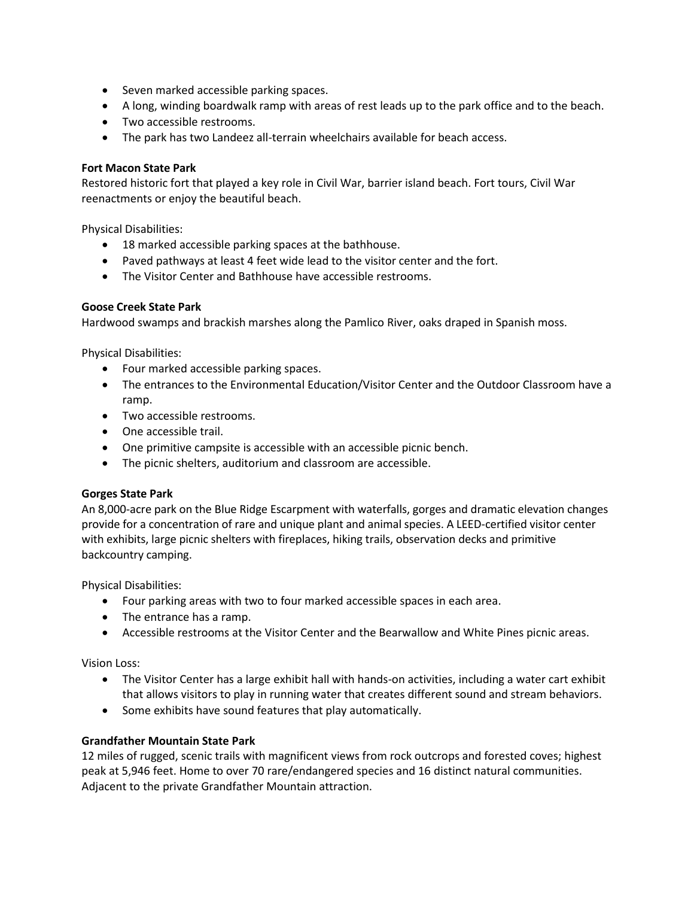- Seven marked accessible parking spaces.
- A long, winding boardwalk ramp with areas of rest leads up to the park office and to the beach.
- Two accessible restrooms.
- The park has two Landeez all-terrain wheelchairs available for beach access.

**Fort Macon State Park**
Restored historic fort that played a key role in Civil War, barrier island beach. Fort tours, Civil War reenactments or enjoy the beautiful beach.

Physical Disabilities:

- 18 marked accessible parking spaces at the bathhouse.
- Paved pathways at least 4 feet wide lead to the visitor center and the fort.
- The Visitor Center and Bathhouse have accessible restrooms.

**Goose Creek State Park**
Hardwood swamps and brackish marshes along the Pamlico River, oaks draped in Spanish moss.

Physical Disabilities:

- Four marked accessible parking spaces.
- The entrances to the Environmental Education/Visitor Center and the Outdoor Classroom have a ramp.
- Two accessible restrooms.
- One accessible trail.
- One primitive campsite is accessible with an accessible picnic bench.
- The picnic shelters, auditorium and classroom are accessible.

**Gorges State Park**
An 8,000-acre park on the Blue Ridge Escarpment with waterfalls, gorges and dramatic elevation changes provide for a concentration of rare and unique plant and animal species. A LEED-certified visitor center with exhibits, large picnic shelters with fireplaces, hiking trails, observation decks and primitive backcountry camping.

Physical Disabilities:

- Four parking areas with two to four marked accessible spaces in each area.
- The entrance has a ramp.
- Accessible restrooms at the Visitor Center and the Bearwallow and White Pines picnic areas.

Vision Loss:

- The Visitor Center has a large exhibit hall with hands-on activities, including a water cart exhibit that allows visitors to play in running water that creates different sound and stream behaviors.
- Some exhibits have sound features that play automatically.

**Grandfather Mountain State Park**
12 miles of rugged, scenic trails with magnificent views from rock outcrops and forested coves; highest peak at 5,946 feet. Home to over 70 rare/endangered species and 16 distinct natural communities. Adjacent to the private Grandfather Mountain attraction.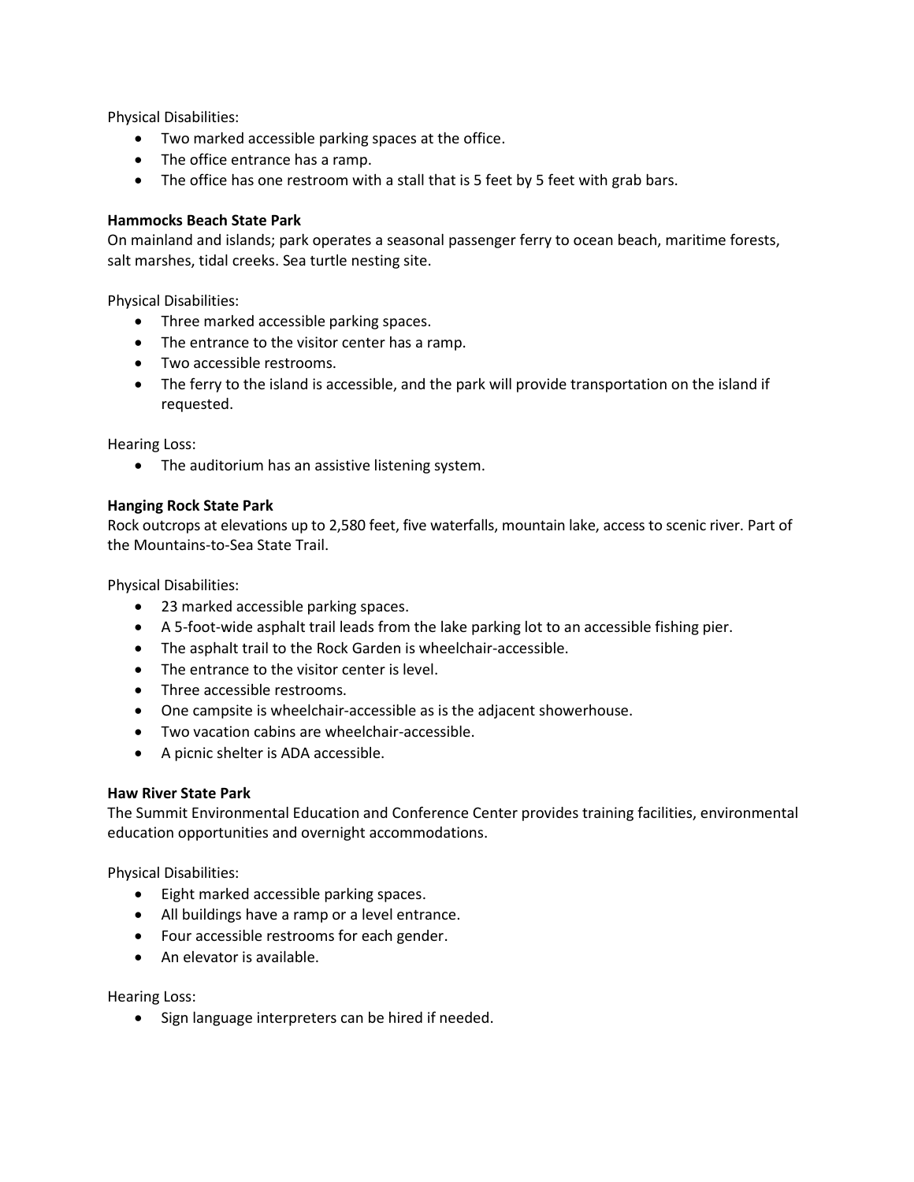Physical Disabilities:

- Two marked accessible parking spaces at the office.
- The office entrance has a ramp.
- The office has one restroom with a stall that is 5 feet by 5 feet with grab bars.

**Hammocks Beach State Park**

On mainland and islands; park operates a seasonal passenger ferry to ocean beach, maritime forests, salt marshes, tidal creeks. Sea turtle nesting site.

Physical Disabilities:

- Three marked accessible parking spaces.
- The entrance to the visitor center has a ramp.
- Two accessible restrooms.
- The ferry to the island is accessible, and the park will provide transportation on the island if requested.

Hearing Loss:

- The auditorium has an assistive listening system.

**Hanging Rock State Park**

Rock outcrops at elevations up to 2,580 feet, five waterfalls, mountain lake, access to scenic river. Part of the Mountains-to-Sea State Trail.

Physical Disabilities:

- 23 marked accessible parking spaces.
- A 5-foot-wide asphalt trail leads from the lake parking lot to an accessible fishing pier.
- The asphalt trail to the Rock Garden is wheelchair-accessible.
- The entrance to the visitor center is level.
- Three accessible restrooms.
- One campsite is wheelchair-accessible as is the adjacent showerhouse.
- Two vacation cabins are wheelchair-accessible.
- A picnic shelter is ADA accessible.

**Haw River State Park**

The Summit Environmental Education and Conference Center provides training facilities, environmental education opportunities and overnight accommodations.

Physical Disabilities:

- Eight marked accessible parking spaces.
- All buildings have a ramp or a level entrance.
- Four accessible restrooms for each gender.
- An elevator is available.

Hearing Loss:

- Sign language interpreters can be hired if needed.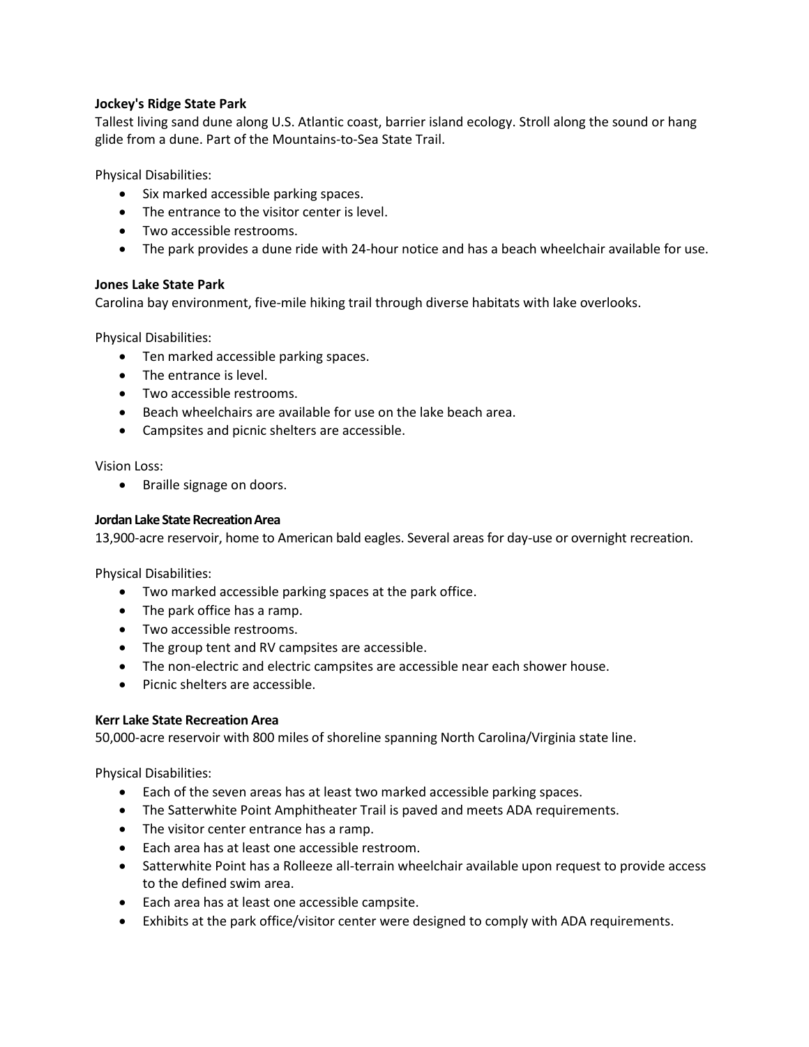**Jockey's Ridge State Park**

Tallest living sand dune along U.S. Atlantic coast, barrier island ecology. Stroll along the sound or hang glide from a dune. Part of the Mountains-to-Sea State Trail.

Physical Disabilities:

- Six marked accessible parking spaces.
- The entrance to the visitor center is level.
- Two accessible restrooms.
- The park provides a dune ride with 24-hour notice and has a beach wheelchair available for use.

**Jones Lake State Park**

Carolina bay environment, five-mile hiking trail through diverse habitats with lake overlooks.

Physical Disabilities:

- Ten marked accessible parking spaces.
- The entrance is level.
- Two accessible restrooms.
- Beach wheelchairs are available for use on the lake beach area.
- Campsites and picnic shelters are accessible.

Vision Loss:

- Braille signage on doors.

**Jordan Lake State Recreation Area**

13,900-acre reservoir, home to American bald eagles. Several areas for day-use or overnight recreation.

Physical Disabilities:

- Two marked accessible parking spaces at the park office.
- The park office has a ramp.
- Two accessible restrooms.
- The group tent and RV campsites are accessible.
- The non-electric and electric campsites are accessible near each shower house.
- Picnic shelters are accessible.

**Kerr Lake State Recreation Area**

50,000-acre reservoir with 800 miles of shoreline spanning North Carolina/Virginia state line.

Physical Disabilities:

- Each of the seven areas has at least two marked accessible parking spaces.
- The Satterwhite Point Amphitheater Trail is paved and meets ADA requirements.
- The visitor center entrance has a ramp.
- Each area has at least one accessible restroom.
- Satterwhite Point has a Rolleeze all-terrain wheelchair available upon request to provide access to the defined swim area.
- Each area has at least one accessible campsite.
- Exhibits at the park office/visitor center were designed to comply with ADA requirements.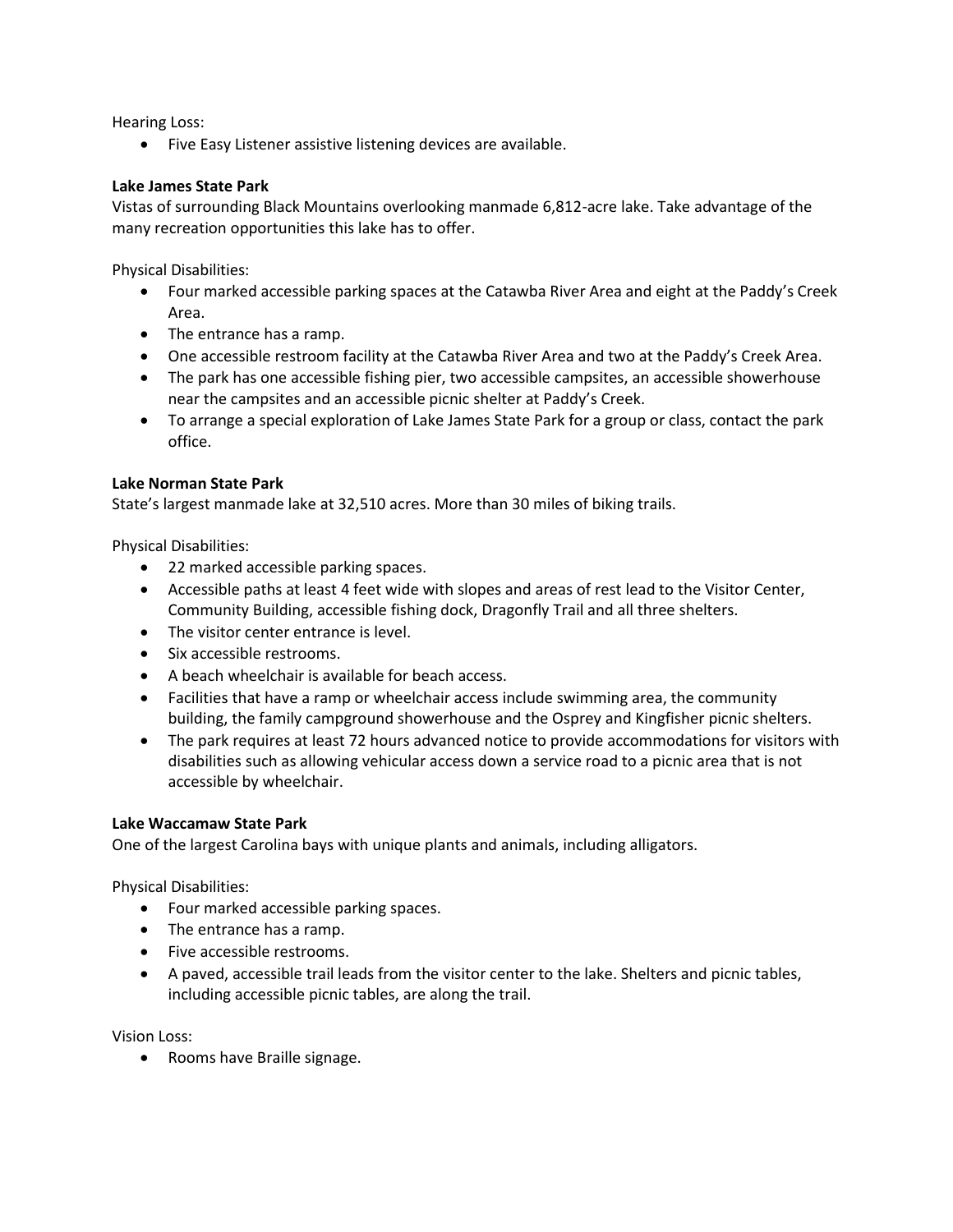Hearing Loss:

- Five Easy Listener assistive listening devices are available.

**Lake James State Park**

Vistas of surrounding Black Mountains overlooking manmade 6,812-acre lake. Take advantage of the many recreation opportunities this lake has to offer.

Physical Disabilities:

- Four marked accessible parking spaces at the Catawba River Area and eight at the Paddy's Creek Area.
- The entrance has a ramp.
- One accessible restroom facility at the Catawba River Area and two at the Paddy's Creek Area.
- The park has one accessible fishing pier, two accessible campsites, an accessible showerhouse near the campsites and an accessible picnic shelter at Paddy's Creek.
- To arrange a special exploration of Lake James State Park for a group or class, contact the park office.

**Lake Norman State Park**

State's largest manmade lake at 32,510 acres. More than 30 miles of biking trails.

Physical Disabilities:

- 22 marked accessible parking spaces.
- Accessible paths at least 4 feet wide with slopes and areas of rest lead to the Visitor Center, Community Building, accessible fishing dock, Dragonfly Trail and all three shelters.
- The visitor center entrance is level.
- Six accessible restrooms.
- A beach wheelchair is available for beach access.
- Facilities that have a ramp or wheelchair access include swimming area, the community building, the family campground showerhouse and the Osprey and Kingfisher picnic shelters.
- The park requires at least 72 hours advanced notice to provide accommodations for visitors with disabilities such as allowing vehicular access down a service road to a picnic area that is not accessible by wheelchair.

**Lake Waccamaw State Park**

One of the largest Carolina bays with unique plants and animals, including alligators.

Physical Disabilities:

- Four marked accessible parking spaces.
- The entrance has a ramp.
- Five accessible restrooms.
- A paved, accessible trail leads from the visitor center to the lake. Shelters and picnic tables, including accessible picnic tables, are along the trail.

Vision Loss:

- Rooms have Braille signage.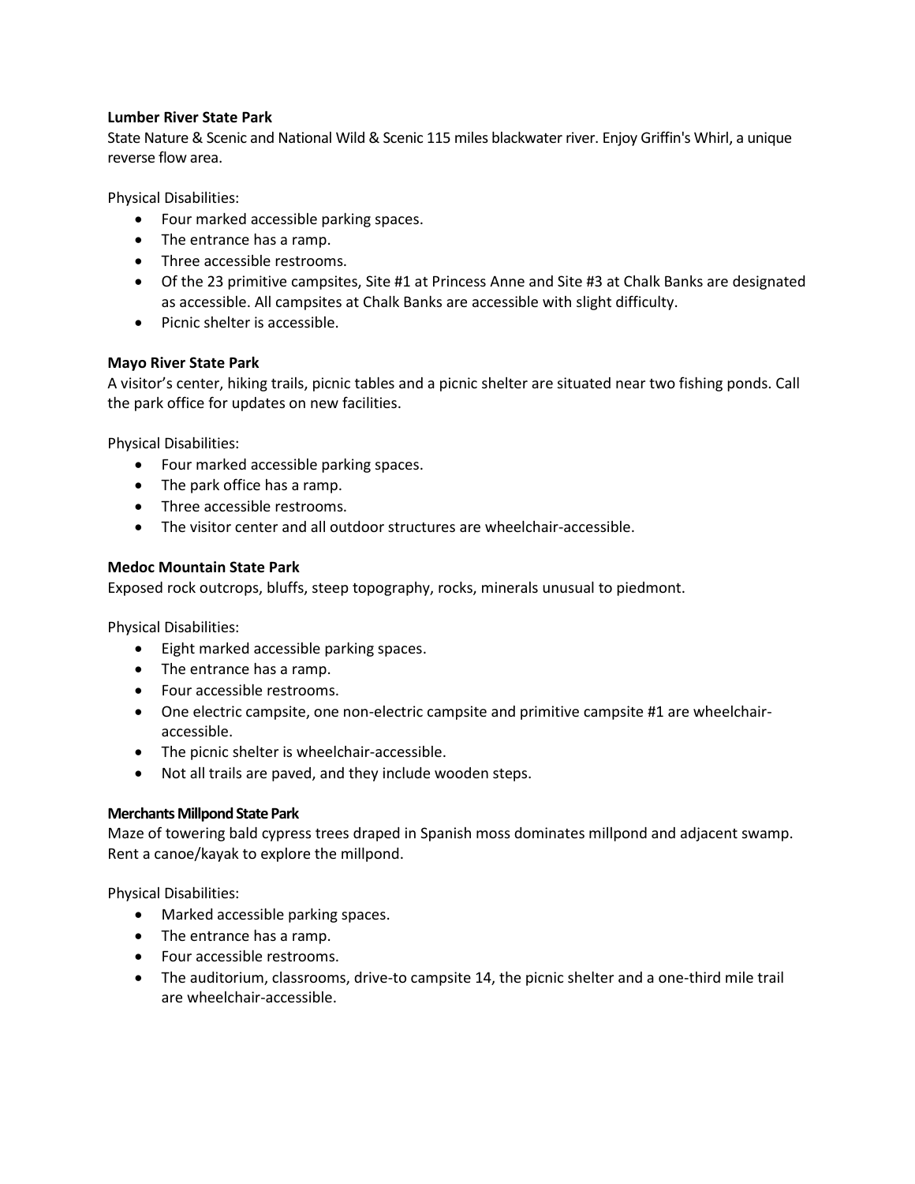**Lumber River State Park**

State Nature & Scenic and National Wild & Scenic 115 miles blackwater river. Enjoy Griffin's Whirl, a unique reverse flow area.

Physical Disabilities:

- Four marked accessible parking spaces.
- The entrance has a ramp.
- Three accessible restrooms.
- Of the 23 primitive campsites, Site #1 at Princess Anne and Site #3 at Chalk Banks are designated as accessible. All campsites at Chalk Banks are accessible with slight difficulty.
- Picnic shelter is accessible.

**Mayo River State Park**

A visitor's center, hiking trails, picnic tables and a picnic shelter are situated near two fishing ponds. Call the park office for updates on new facilities.

Physical Disabilities:

- Four marked accessible parking spaces.
- The park office has a ramp.
- Three accessible restrooms.
- The visitor center and all outdoor structures are wheelchair-accessible.

**Medoc Mountain State Park**

Exposed rock outcrops, bluffs, steep topography, rocks, minerals unusual to piedmont.

Physical Disabilities:

- Eight marked accessible parking spaces.
- The entrance has a ramp.
- Four accessible restrooms.
- One electric campsite, one non-electric campsite and primitive campsite #1 are wheelchair-accessible.
- The picnic shelter is wheelchair-accessible.
- Not all trails are paved, and they include wooden steps.

**Merchants Millpond State Park**

Maze of towering bald cypress trees draped in Spanish moss dominates millpond and adjacent swamp. Rent a canoe/kayak to explore the millpond.

Physical Disabilities:

- Marked accessible parking spaces.
- The entrance has a ramp.
- Four accessible restrooms.
- The auditorium, classrooms, drive-to campsite 14, the picnic shelter and a one-third mile trail are wheelchair-accessible.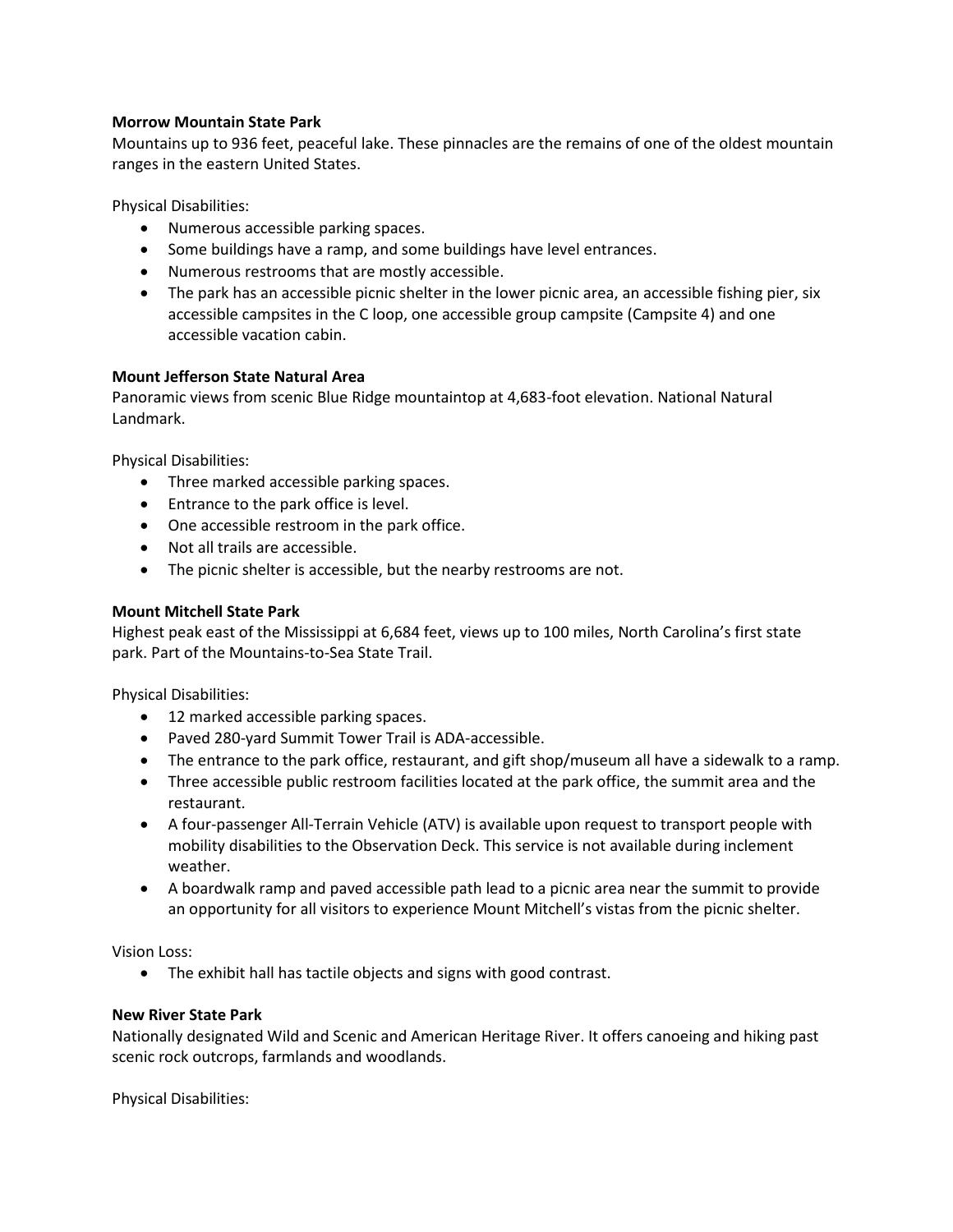**Morrow Mountain State Park**

Mountains up to 936 feet, peaceful lake. These pinnacles are the remains of one of the oldest mountain ranges in the eastern United States.

Physical Disabilities:

- Numerous accessible parking spaces.
- Some buildings have a ramp, and some buildings have level entrances.
- Numerous restrooms that are mostly accessible.
- The park has an accessible picnic shelter in the lower picnic area, an accessible fishing pier, six accessible campsites in the C loop, one accessible group campsite (Campsite 4) and one accessible vacation cabin.

**Mount Jefferson State Natural Area**

Panoramic views from scenic Blue Ridge mountaintop at 4,683-foot elevation. National Natural Landmark.

Physical Disabilities:

- Three marked accessible parking spaces.
- Entrance to the park office is level.
- One accessible restroom in the park office.
- Not all trails are accessible.
- The picnic shelter is accessible, but the nearby restrooms are not.

**Mount Mitchell State Park**

Highest peak east of the Mississippi at 6,684 feet, views up to 100 miles, North Carolina's first state park. Part of the Mountains-to-Sea State Trail.

Physical Disabilities:

- 12 marked accessible parking spaces.
- Paved 280-yard Summit Tower Trail is ADA-accessible.
- The entrance to the park office, restaurant, and gift shop/museum all have a sidewalk to a ramp.
- Three accessible public restroom facilities located at the park office, the summit area and the restaurant.
- A four-passenger All-Terrain Vehicle (ATV) is available upon request to transport people with mobility disabilities to the Observation Deck. This service is not available during inclement weather.
- A boardwalk ramp and paved accessible path lead to a picnic area near the summit to provide an opportunity for all visitors to experience Mount Mitchell's vistas from the picnic shelter.

Vision Loss:

- The exhibit hall has tactile objects and signs with good contrast.

**New River State Park**

Nationally designated Wild and Scenic and American Heritage River. It offers canoeing and hiking past scenic rock outcrops, farmlands and woodlands.

Physical Disabilities: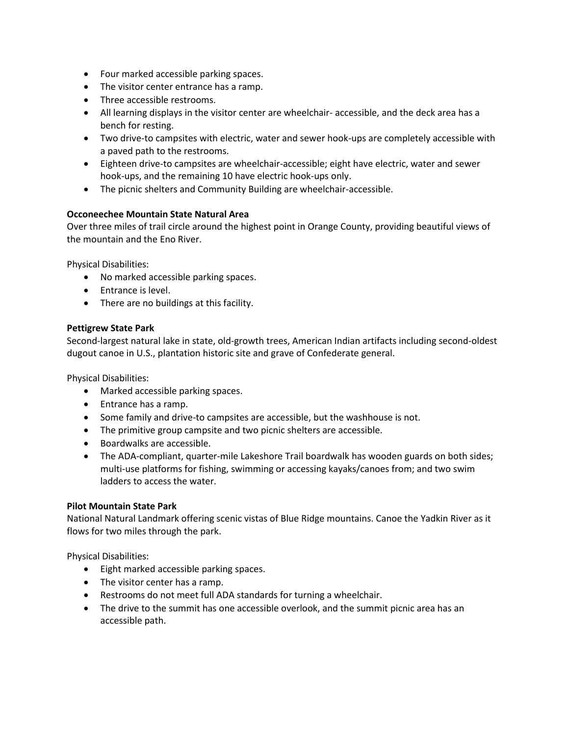- Four marked accessible parking spaces.
- The visitor center entrance has a ramp.
- Three accessible restrooms.
- All learning displays in the visitor center are wheelchair- accessible, and the deck area has a bench for resting.
- Two drive-to campsites with electric, water and sewer hook-ups are completely accessible with a paved path to the restrooms.
- Eighteen drive-to campsites are wheelchair-accessible; eight have electric, water and sewer hook-ups, and the remaining 10 have electric hook-ups only.
- The picnic shelters and Community Building are wheelchair-accessible.

**Occoneechee Mountain State Natural Area**
Over three miles of trail circle around the highest point in Orange County, providing beautiful views of the mountain and the Eno River.

Physical Disabilities:

- No marked accessible parking spaces.
- Entrance is level.
- There are no buildings at this facility.

**Pettigrew State Park**
Second-largest natural lake in state, old-growth trees, American Indian artifacts including second-oldest dugout canoe in U.S., plantation historic site and grave of Confederate general.

Physical Disabilities:

- Marked accessible parking spaces.
- Entrance has a ramp.
- Some family and drive-to campsites are accessible, but the washhouse is not.
- The primitive group campsite and two picnic shelters are accessible.
- Boardwalks are accessible.
- The ADA-compliant, quarter-mile Lakeshore Trail boardwalk has wooden guards on both sides; multi-use platforms for fishing, swimming or accessing kayaks/canoes from; and two swim ladders to access the water.

**Pilot Mountain State Park**
National Natural Landmark offering scenic vistas of Blue Ridge mountains. Canoe the Yadkin River as it flows for two miles through the park.

Physical Disabilities:

- Eight marked accessible parking spaces.
- The visitor center has a ramp.
- Restrooms do not meet full ADA standards for turning a wheelchair.
- The drive to the summit has one accessible overlook, and the summit picnic area has an accessible path.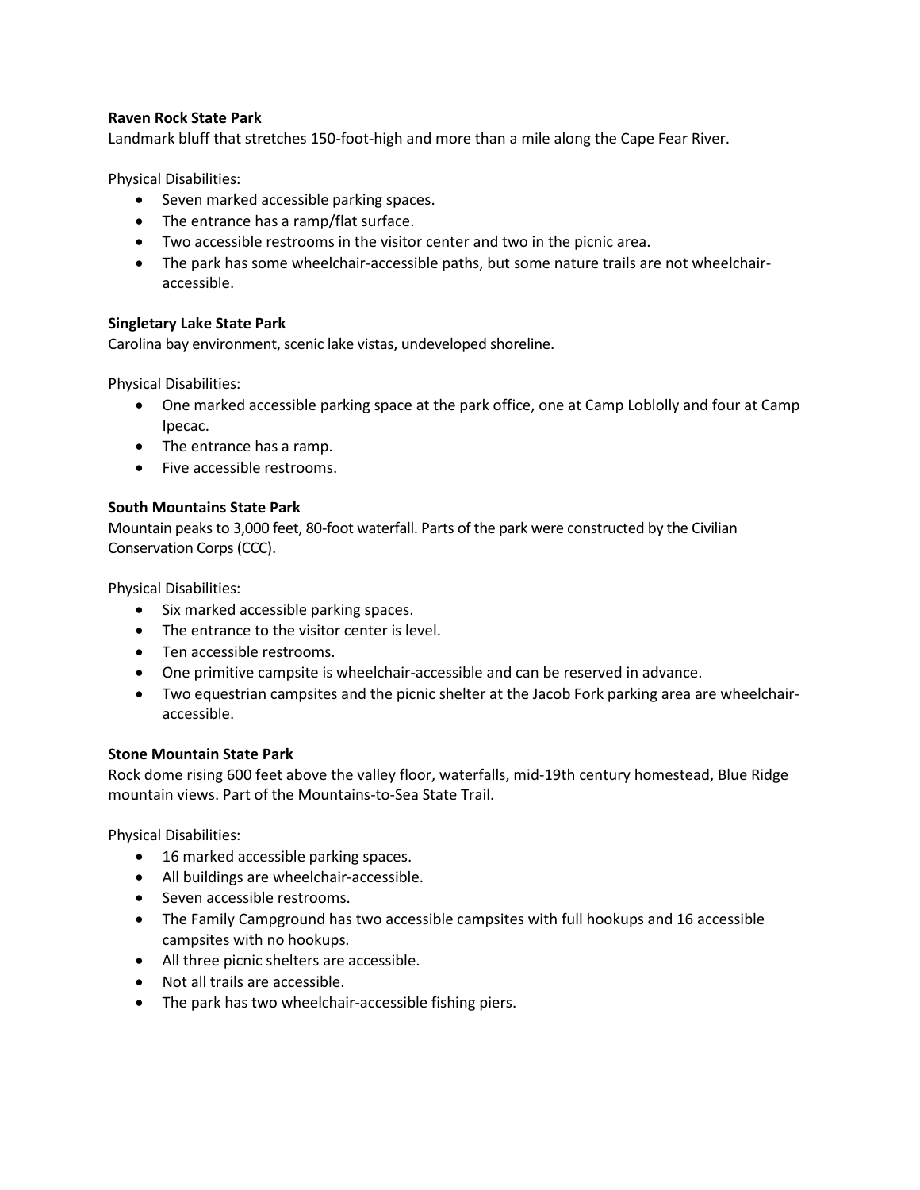**Raven Rock State Park**

Landmark bluff that stretches 150-foot-high and more than a mile along the Cape Fear River.

Physical Disabilities:

- Seven marked accessible parking spaces.
- The entrance has a ramp/flat surface.
- Two accessible restrooms in the visitor center and two in the picnic area.
- The park has some wheelchair-accessible paths, but some nature trails are not wheelchair-accessible.

**Singletary Lake State Park**

Carolina bay environment, scenic lake vistas, undeveloped shoreline.

Physical Disabilities:

- One marked accessible parking space at the park office, one at Camp Loblolly and four at Camp Ipecac.
- The entrance has a ramp.
- Five accessible restrooms.

**South Mountains State Park**

Mountain peaks to 3,000 feet, 80-foot waterfall. Parts of the park were constructed by the Civilian Conservation Corps (CCC).

Physical Disabilities:

- Six marked accessible parking spaces.
- The entrance to the visitor center is level.
- Ten accessible restrooms.
- One primitive campsite is wheelchair-accessible and can be reserved in advance.
- Two equestrian campsites and the picnic shelter at the Jacob Fork parking area are wheelchair-accessible.

**Stone Mountain State Park**

Rock dome rising 600 feet above the valley floor, waterfalls, mid-19th century homestead, Blue Ridge mountain views. Part of the Mountains-to-Sea State Trail.

Physical Disabilities:

- 16 marked accessible parking spaces.
- All buildings are wheelchair-accessible.
- Seven accessible restrooms.
- The Family Campground has two accessible campsites with full hookups and 16 accessible campsites with no hookups.
- All three picnic shelters are accessible.
- Not all trails are accessible.
- The park has two wheelchair-accessible fishing piers.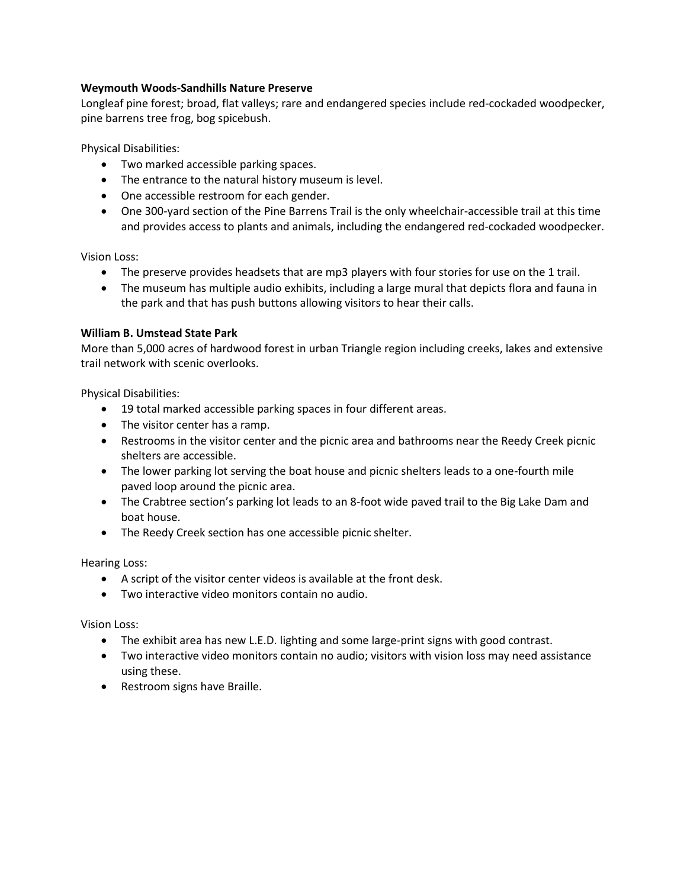**Weymouth Woods-Sandhills Nature Preserve**

Longleaf pine forest; broad, flat valleys; rare and endangered species include red-cockaded woodpecker, pine barrens tree frog, bog spicebush.

Physical Disabilities:

- Two marked accessible parking spaces.
- The entrance to the natural history museum is level.
- One accessible restroom for each gender.
- One 300-yard section of the Pine Barrens Trail is the only wheelchair-accessible trail at this time and provides access to plants and animals, including the endangered red-cockaded woodpecker.

Vision Loss:

- The preserve provides headsets that are mp3 players with four stories for use on the 1 trail.
- The museum has multiple audio exhibits, including a large mural that depicts flora and fauna in the park and that has push buttons allowing visitors to hear their calls.

**William B. Umstead State Park**

More than 5,000 acres of hardwood forest in urban Triangle region including creeks, lakes and extensive trail network with scenic overlooks.

Physical Disabilities:

- 19 total marked accessible parking spaces in four different areas.
- The visitor center has a ramp.
- Restrooms in the visitor center and the picnic area and bathrooms near the Reedy Creek picnic shelters are accessible.
- The lower parking lot serving the boat house and picnic shelters leads to a one-fourth mile paved loop around the picnic area.
- The Crabtree section's parking lot leads to an 8-foot wide paved trail to the Big Lake Dam and boat house.
- The Reedy Creek section has one accessible picnic shelter.

Hearing Loss:

- A script of the visitor center videos is available at the front desk.
- Two interactive video monitors contain no audio.

Vision Loss:

- The exhibit area has new L.E.D. lighting and some large-print signs with good contrast.
- Two interactive video monitors contain no audio; visitors with vision loss may need assistance using these.
- Restroom signs have Braille.